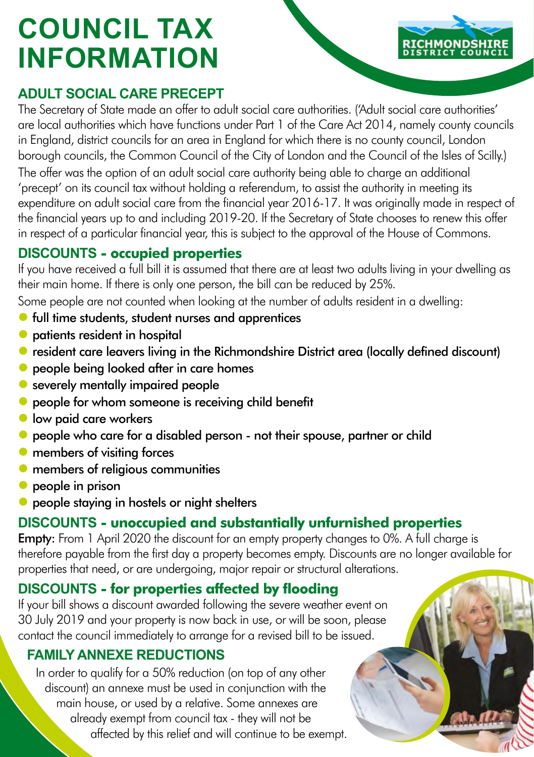# COUNCIL TAX INFORMATION

RICHMONDSHIRE DISTRICT COUNCIL

## ADULT SOCIAL CARE PRECEPT

The Secretary of State made an offer to adult social care authorities. ('Adult social care authorities' are local authorities which have functions under Part 1 of the Care Act 2014, namely county councils in England, district councils for an area in England for which there is no county council, London borough councils, the Common Council of the City of London and the Council of the Isles of Scilly.)

The offer was the option of an adult social care authority being able to charge an additional 'precept' on its council tax without holding a referendum, to assist the authority in meeting its expenditure on adult social care from the financial year 2016-17. It was originally made in respect of the financial years up to and including 2019-20. If the Secretary of State chooses to renew this offer in respect of a particular financial year, this is subject to the approval of the House of Commons.

## DISCOUNTS - occupied properties

If you have received a full bill it is assumed that there are at least two adults living in your dwelling as their main home. If there is only one person, the bill can be reduced by 25%.

Some people are not counted when looking at the number of adults resident in a dwelling:

- full time students, student nurses and apprentices
- patients resident in hospital
- resident care leavers living in the Richmondshire District area (locally defined discount)
- people being looked after in care homes
- severely mentally impaired people
- people for whom someone is receiving child benefit
- low paid care workers
- people who care for a disabled person - not their spouse, partner or child
- members of visiting forces
- members of religious communities
- people in prison
- people staying in hostels or night shelters

## DISCOUNTS - unoccupied and substantially unfurnished properties

**Empty**: From 1 April 2020 the discount for an empty property changes to 0%. A full charge is therefore payable from the first day a property becomes empty. Discounts are no longer available for properties that need, or are undergoing, major repair or structural alterations.

## DISCOUNTS - for properties affected by flooding

If your bill shows a discount awarded following the severe weather event on 30 July 2019 and your property is now back in use, or will be soon, please contact the council immediately to arrange for a revised bill to be issued.

## FAMILY ANNEXE REDUCTIONS

In order to qualify for a 50% reduction (on top of any other discount) an annexe must be used in conjunction with the main house, or used by a relative. Some annexes are already exempt from council tax - they will not be affected by this relief and will continue to be exempt.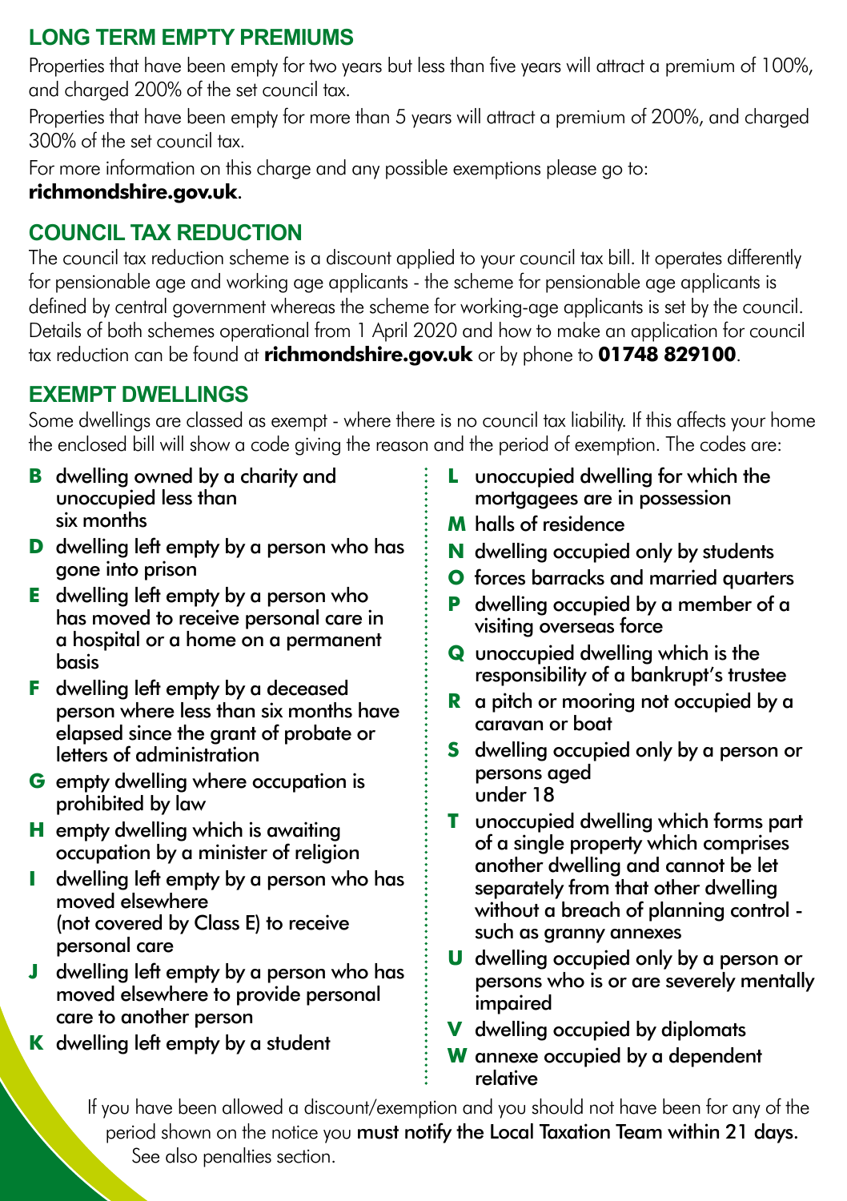## LONG TERM EMPTY PREMIUMS

Properties that have been empty for two years but less than five years will attract a premium of 100%, and charged 200% of the set council tax.

Properties that have been empty for more than 5 years will attract a premium of 200%, and charged 300% of the set council tax.

For more information on this charge and any possible exemptions please go to: **richmondshire.gov.uk**.

## COUNCIL TAX REDUCTION

The council tax reduction scheme is a discount applied to your council tax bill. It operates differently for pensionable age and working age applicants - the scheme for pensionable age applicants is defined by central government whereas the scheme for working-age applicants is set by the council. Details of both schemes operational from 1 April 2020 and how to make an application for council tax reduction can be found at **richmondshire.gov.uk** or by phone to **01748 829100**.

## EXEMPT DWELLINGS

Some dwellings are classed as exempt - where there is no council tax liability. If this affects your home the enclosed bill will show a code giving the reason and the period of exemption. The codes are:

- **B** dwelling owned by a charity and unoccupied less than six months
- **D** dwelling left empty by a person who has gone into prison
- **E** dwelling left empty by a person who has moved to receive personal care in a hospital or a home on a permanent basis
- **F** dwelling left empty by a deceased person where less than six months have elapsed since the grant of probate or letters of administration
- **G** empty dwelling where occupation is prohibited by law
- **H** empty dwelling which is awaiting occupation by a minister of religion
- **I** dwelling left empty by a person who has moved elsewhere (not covered by Class E) to receive personal care
- **J** dwelling left empty by a person who has moved elsewhere to provide personal care to another person
- **K** dwelling left empty by a student
- **L** unoccupied dwelling for which the mortgagees are in possession
- **M** halls of residence
- **N** dwelling occupied only by students
- **O** forces barracks and married quarters
- **P** dwelling occupied by a member of a visiting overseas force
- **Q** unoccupied dwelling which is the responsibility of a bankrupt's trustee
- **R** a pitch or mooring not occupied by a caravan or boat
- **S** dwelling occupied only by a person or persons aged under 18
- **T** unoccupied dwelling which forms part of a single property which comprises another dwelling and cannot be let separately from that other dwelling without a breach of planning control - such as granny annexes
- **U** dwelling occupied only by a person or persons who is or are severely mentally impaired
- **V** dwelling occupied by diplomats
- **W** annexe occupied by a dependent relative

If you have been allowed a discount/exemption and you should not have been for any of the period shown on the notice you **must notify the Local Taxation Team within 21 days.** See also penalties section.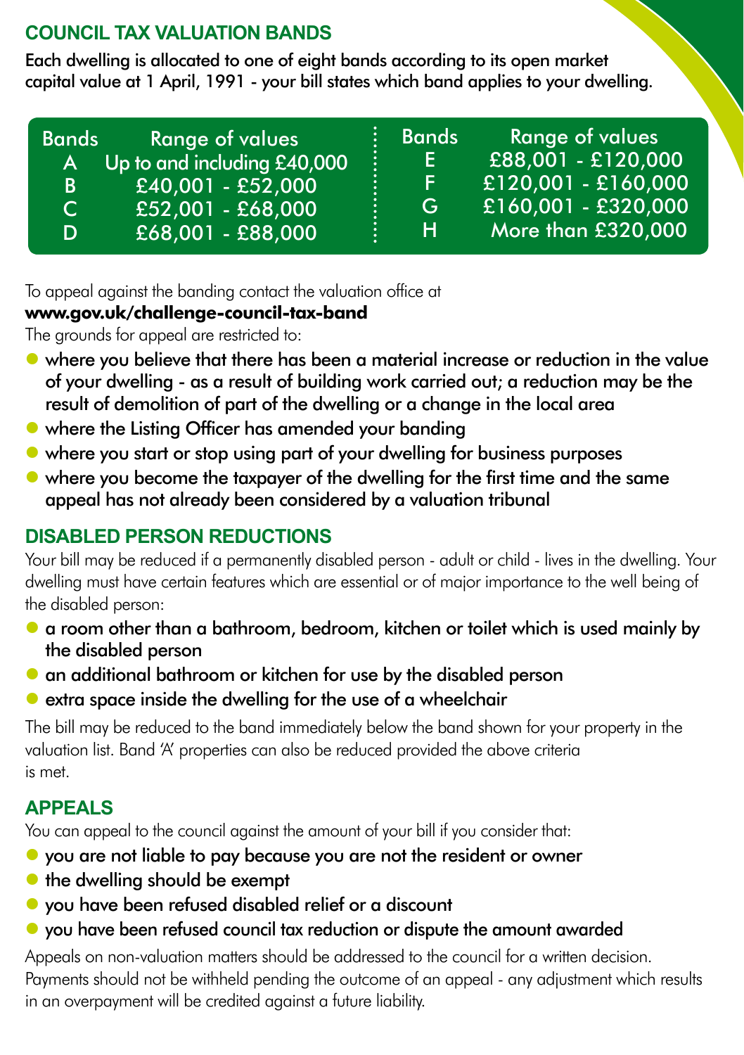## COUNCIL TAX VALUATION BANDS

Each dwelling is allocated to one of eight bands according to its open market capital value at 1 April, 1991 - your bill states which band applies to your dwelling.

| Bands | Range of values | Bands | Range of values |
|---|---|---|---|
| A | Up to and including £40,000 | E | £88,001 - £120,000 |
| B | £40,001 - £52,000 | F | £120,001 - £160,000 |
| C | £52,001 - £68,000 | G | £160,001 - £320,000 |
| D | £68,001 - £88,000 | H | More than £320,000 |

To appeal against the banding contact the valuation office at
**www.gov.uk/challenge-council-tax-band**

The grounds for appeal are restricted to:

- where you believe that there has been a material increase or reduction in the value of your dwelling - as a result of building work carried out; a reduction may be the result of demolition of part of the dwelling or a change in the local area
- where the Listing Officer has amended your banding
- where you start or stop using part of your dwelling for business purposes
- where you become the taxpayer of the dwelling for the first time and the same appeal has not already been considered by a valuation tribunal

## DISABLED PERSON REDUCTIONS

Your bill may be reduced if a permanently disabled person - adult or child - lives in the dwelling. Your dwelling must have certain features which are essential or of major importance to the well being of the disabled person:

- a room other than a bathroom, bedroom, kitchen or toilet which is used mainly by the disabled person
- an additional bathroom or kitchen for use by the disabled person
- extra space inside the dwelling for the use of a wheelchair

The bill may be reduced to the band immediately below the band shown for your property in the valuation list. Band 'A' properties can also be reduced provided the above criteria is met.

## APPEALS

You can appeal to the council against the amount of your bill if you consider that:

- you are not liable to pay because you are not the resident or owner
- the dwelling should be exempt
- you have been refused disabled relief or a discount
- you have been refused council tax reduction or dispute the amount awarded

Appeals on non-valuation matters should be addressed to the council for a written decision. Payments should not be withheld pending the outcome of an appeal - any adjustment which results in an overpayment will be credited against a future liability.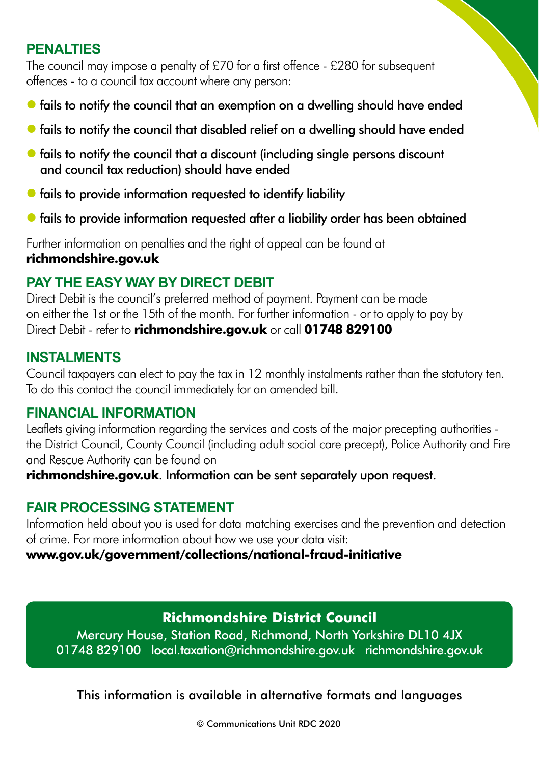## PENALTIES

The council may impose a penalty of £70 for a first offence - £280 for subsequent offences - to a council tax account where any person:

- fails to notify the council that an exemption on a dwelling should have ended
- fails to notify the council that disabled relief on a dwelling should have ended
- fails to notify the council that a discount (including single persons discount and council tax reduction) should have ended
- fails to provide information requested to identify liability
- fails to provide information requested after a liability order has been obtained

Further information on penalties and the right of appeal can be found at **richmondshire.gov.uk**

## PAY THE EASY WAY BY DIRECT DEBIT

Direct Debit is the council's preferred method of payment. Payment can be made on either the 1st or the 15th of the month. For further information - or to apply to pay by Direct Debit - refer to **richmondshire.gov.uk** or call **01748 829100**

## INSTALMENTS

Council taxpayers can elect to pay the tax in 12 monthly instalments rather than the statutory ten. To do this contact the council immediately for an amended bill.

## FINANCIAL INFORMATION

Leaflets giving information regarding the services and costs of the major precepting authorities - the District Council, County Council (including adult social care precept), Police Authority and Fire and Rescue Authority can be found on **richmondshire.gov.uk**. Information can be sent separately upon request.

## FAIR PROCESSING STATEMENT

Information held about you is used for data matching exercises and the prevention and detection of crime. For more information about how we use your data visit:
**www.gov.uk/government/collections/national-fraud-initiative**

**Richmondshire District Council**
Mercury House, Station Road, Richmond, North Yorkshire DL10 4JX
01748 829100 local.taxation@richmondshire.gov.uk richmondshire.gov.uk

This information is available in alternative formats and languages

© Communications Unit RDC 2020